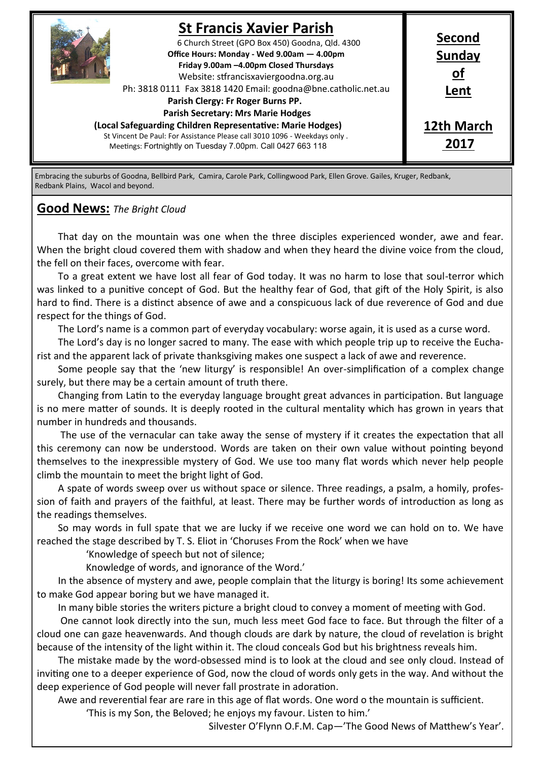# St Francis Xavier Parish

6 Church Street (GPO Box 450) Goodna, Qld. 4300
**Office Hours: Monday - Wed 9.00am — 4.00pm**
**Friday 9.00am –4.00pm Closed Thursdays**
Website: stfrancisxaviergoodna.org.au
Ph: 3818 0111 Fax 3818 1420 Email: goodna@bne.catholic.net.au
**Parish Clergy: Fr Roger Burns PP.**
**Parish Secretary: Mrs Marie Hodges**
**(Local Safeguarding Children Representative: Marie Hodges)**
St Vincent De Paul: For Assistance Please call 3010 1096 - Weekdays only .
Meetings: Fortnightly on Tuesday 7.00pm. Call 0427 663 118

**Second Sunday of Lent**

**12th March 2017**

Embracing the suburbs of Goodna, Bellbird Park, Camira, Carole Park, Collingwood Park, Ellen Grove. Gailes, Kruger, Redbank, Redbank Plains, Wacol and beyond.

## Good News: *The Bright Cloud*

That day on the mountain was one when the three disciples experienced wonder, awe and fear. When the bright cloud covered them with shadow and when they heard the divine voice from the cloud, the fell on their faces, overcome with fear.

To a great extent we have lost all fear of God today. It was no harm to lose that soul-terror which was linked to a punitive concept of God. But the healthy fear of God, that gift of the Holy Spirit, is also hard to find. There is a distinct absence of awe and a conspicuous lack of due reverence of God and due respect for the things of God.

The Lord's name is a common part of everyday vocabulary: worse again, it is used as a curse word.

The Lord's day is no longer sacred to many. The ease with which people trip up to receive the Eucharist and the apparent lack of private thanksgiving makes one suspect a lack of awe and reverence.

Some people say that the 'new liturgy' is responsible! An over-simplification of a complex change surely, but there may be a certain amount of truth there.

Changing from Latin to the everyday language brought great advances in participation. But language is no mere matter of sounds. It is deeply rooted in the cultural mentality which has grown in years that number in hundreds and thousands.

The use of the vernacular can take away the sense of mystery if it creates the expectation that all this ceremony can now be understood. Words are taken on their own value without pointing beyond themselves to the inexpressible mystery of God. We use too many flat words which never help people climb the mountain to meet the bright light of God.

A spate of words sweep over us without space or silence. Three readings, a psalm, a homily, profession of faith and prayers of the faithful, at least. There may be further words of introduction as long as the readings themselves.

So may words in full spate that we are lucky if we receive one word we can hold on to. We have reached the stage described by T. S. Eliot in 'Choruses From the Rock' when we have

> 'Knowledge of speech but not of silence;
> Knowledge of words, and ignorance of the Word.'

In the absence of mystery and awe, people complain that the liturgy is boring! Its some achievement to make God appear boring but we have managed it.

In many bible stories the writers picture a bright cloud to convey a moment of meeting with God.

One cannot look directly into the sun, much less meet God face to face. But through the filter of a cloud one can gaze heavenwards. And though clouds are dark by nature, the cloud of revelation is bright because of the intensity of the light within it. The cloud conceals God but his brightness reveals him.

The mistake made by the word-obsessed mind is to look at the cloud and see only cloud. Instead of inviting one to a deeper experience of God, now the cloud of words only gets in the way. And without the deep experience of God people will never fall prostrate in adoration.

Awe and reverential fear are rare in this age of flat words. One word o the mountain is sufficient.

> 'This is my Son, the Beloved; he enjoys my favour. Listen to him.'

Silvester O'Flynn O.F.M. Cap—'The Good News of Matthew's Year'.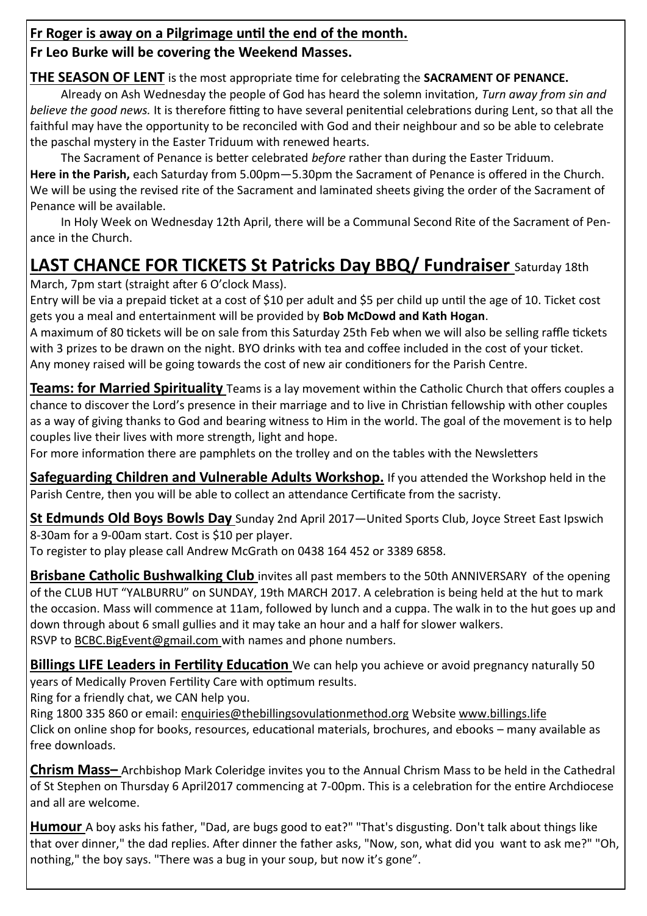**Fr Roger is away on a Pilgrimage until the end of the month.**
**Fr Leo Burke will be covering the Weekend Masses.**

**THE SEASON OF LENT** is the most appropriate time for celebrating the **SACRAMENT OF PENANCE.**

Already on Ash Wednesday the people of God has heard the solemn invitation, *Turn away from sin and believe the good news.* It is therefore fitting to have several penitential celebrations during Lent, so that all the faithful may have the opportunity to be reconciled with God and their neighbour and so be able to celebrate the paschal mystery in the Easter Triduum with renewed hearts.

The Sacrament of Penance is better celebrated *before* rather than during the Easter Triduum.

**Here in the Parish,** each Saturday from 5.00pm—5.30pm the Sacrament of Penance is offered in the Church. We will be using the revised rite of the Sacrament and laminated sheets giving the order of the Sacrament of Penance will be available.

In Holy Week on Wednesday 12th April, there will be a Communal Second Rite of the Sacrament of Penance in the Church.

## LAST CHANCE FOR TICKETS St Patricks Day BBQ/ Fundraiser Saturday 18th March, 7pm start (straight after 6 O'clock Mass).

Entry will be via a prepaid ticket at a cost of $10 per adult and $5 per child up until the age of 10. Ticket cost gets you a meal and entertainment will be provided by **Bob McDowd and Kath Hogan**.

A maximum of 80 tickets will be on sale from this Saturday 25th Feb when we will also be selling raffle tickets with 3 prizes to be drawn on the night. BYO drinks with tea and coffee included in the cost of your ticket. Any money raised will be going towards the cost of new air conditioners for the Parish Centre.

**Teams: for Married Spirituality** Teams is a lay movement within the Catholic Church that offers couples a chance to discover the Lord's presence in their marriage and to live in Christian fellowship with other couples as a way of giving thanks to God and bearing witness to Him in the world. The goal of the movement is to help couples live their lives with more strength, light and hope.

For more information there are pamphlets on the trolley and on the tables with the Newsletters

**Safeguarding Children and Vulnerable Adults Workshop.** If you attended the Workshop held in the Parish Centre, then you will be able to collect an attendance Certificate from the sacristy.

**St Edmunds Old Boys Bowls Day** Sunday 2nd April 2017—United Sports Club, Joyce Street East Ipswich 8-30am for a 9-00am start. Cost is $10 per player.

To register to play please call Andrew McGrath on 0438 164 452 or 3389 6858.

**Brisbane Catholic Bushwalking Club** invites all past members to the 50th ANNIVERSARY of the opening of the CLUB HUT "YALBURRU" on SUNDAY, 19th MARCH 2017. A celebration is being held at the hut to mark the occasion. Mass will commence at 11am, followed by lunch and a cuppa. The walk in to the hut goes up and down through about 6 small gullies and it may take an hour and a half for slower walkers.

RSVP to BCBC.BigEvent@gmail.com with names and phone numbers.

**Billings LIFE Leaders in Fertility Education** We can help you achieve or avoid pregnancy naturally 50 years of Medically Proven Fertility Care with optimum results.

Ring for a friendly chat, we CAN help you.

Ring 1800 335 860 or email: enquiries@thebillingsovulationmethod.org Website www.billings.life

Click on online shop for books, resources, educational materials, brochures, and ebooks – many available as free downloads.

**Chrism Mass–** Archbishop Mark Coleridge invites you to the Annual Chrism Mass to be held in the Cathedral of St Stephen on Thursday 6 April2017 commencing at 7-00pm. This is a celebration for the entire Archdiocese and all are welcome.

**Humour** A boy asks his father, "Dad, are bugs good to eat?" "That's disgusting. Don't talk about things like that over dinner," the dad replies. After dinner the father asks, "Now, son, what did you want to ask me?" "Oh, nothing," the boy says. "There was a bug in your soup, but now it's gone".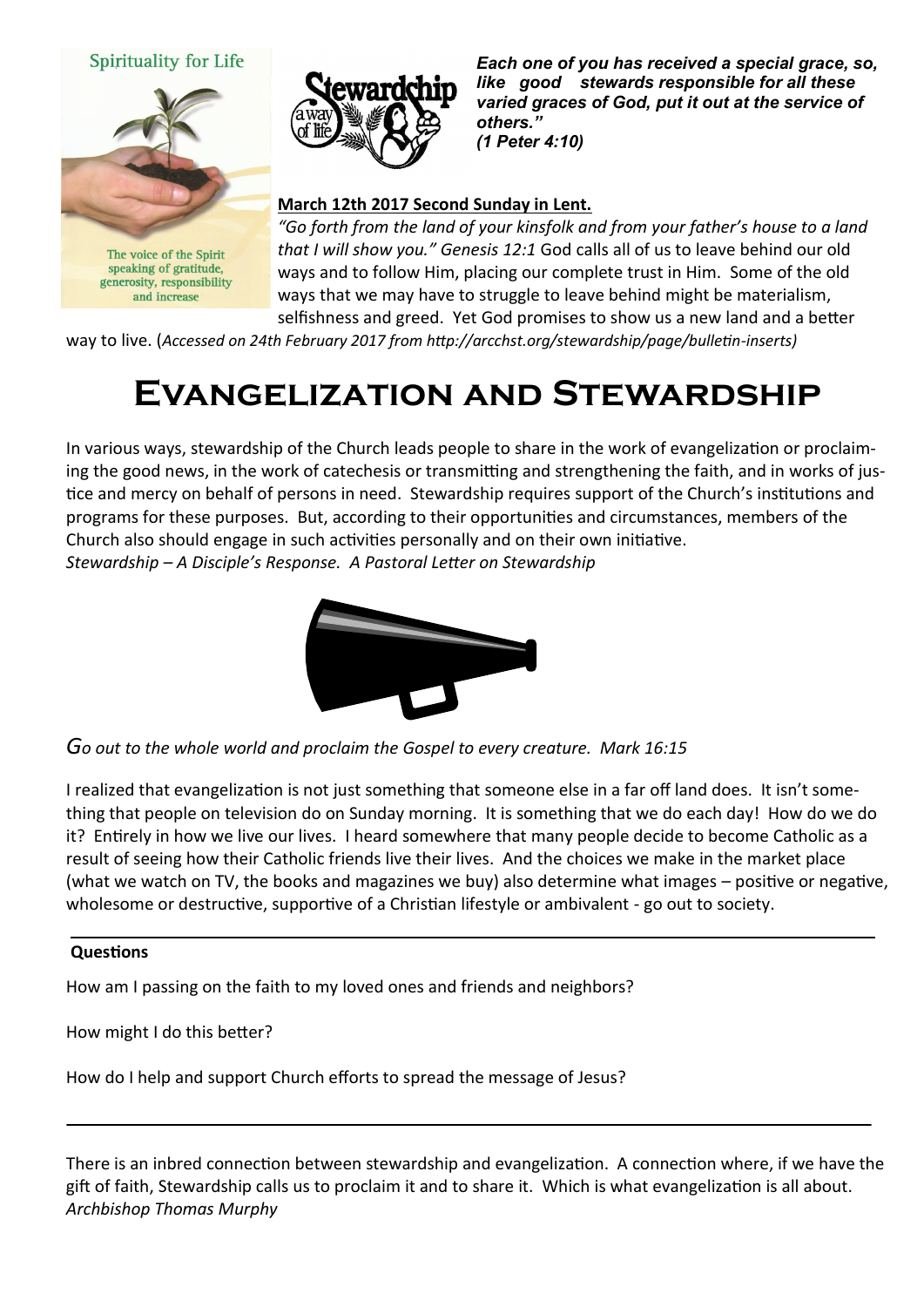Spirituality for Life

The voice of the Spirit speaking of gratitude, generosity, responsibility and increase

***Each one of you has received a special grace, so, like good stewards responsible for all these varied graces of God, put it out at the service of others." (1 Peter 4:10)***

**March 12th 2017 Second Sunday in Lent.**

*"Go forth from the land of your kinsfolk and from your father's house to a land that I will show you." Genesis 12:1* God calls all of us to leave behind our old ways and to follow Him, placing our complete trust in Him. Some of the old ways that we may have to struggle to leave behind might be materialism, selfishness and greed. Yet God promises to show us a new land and a better way to live. (*Accessed on 24th February 2017 from http://arcchst.org/stewardship/page/bulletin-inserts)*

# Evangelization and Stewardship

In various ways, stewardship of the Church leads people to share in the work of evangelization or proclaiming the good news, in the work of catechesis or transmitting and strengthening the faith, and in works of justice and mercy on behalf of persons in need. Stewardship requires support of the Church's institutions and programs for these purposes. But, according to their opportunities and circumstances, members of the Church also should engage in such activities personally and on their own initiative.
*Stewardship – A Disciple's Response. A Pastoral Letter on Stewardship*

*Go out to the whole world and proclaim the Gospel to every creature. Mark 16:15*

I realized that evangelization is not just something that someone else in a far off land does. It isn't something that people on television do on Sunday morning. It is something that we do each day! How do we do it? Entirely in how we live our lives. I heard somewhere that many people decide to become Catholic as a result of seeing how their Catholic friends live their lives. And the choices we make in the market place (what we watch on TV, the books and magazines we buy) also determine what images – positive or negative, wholesome or destructive, supportive of a Christian lifestyle or ambivalent - go out to society.

**Questions**

How am I passing on the faith to my loved ones and friends and neighbors?

How might I do this better?

How do I help and support Church efforts to spread the message of Jesus?

There is an inbred connection between stewardship and evangelization. A connection where, if we have the gift of faith, Stewardship calls us to proclaim it and to share it. Which is what evangelization is all about.
*Archbishop Thomas Murphy*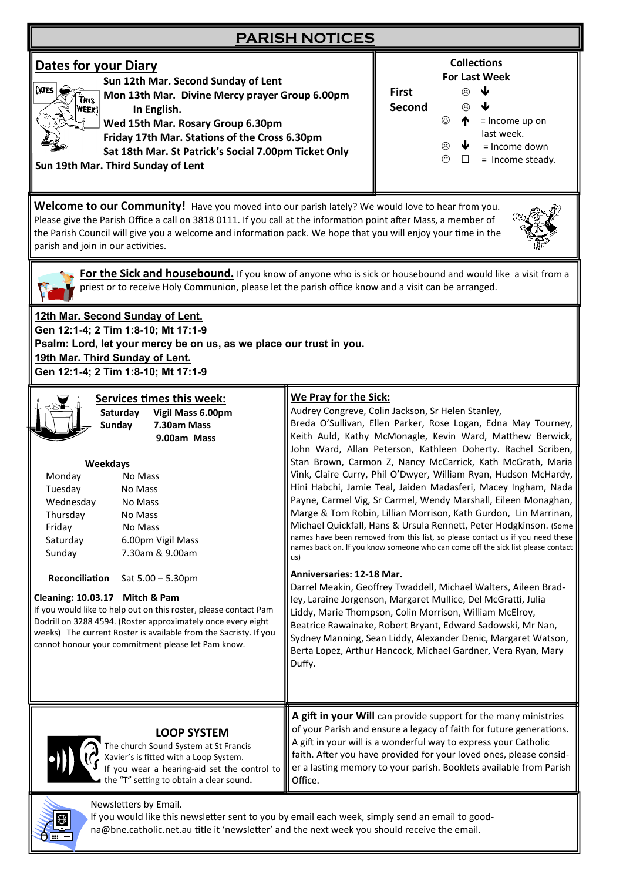# PARISH NOTICES

## Dates for your Diary

**Sun 12th Mar. Second Sunday of Lent**
**Mon 13th Mar. Divine Mercy prayer Group 6.00pm In English.**
**Wed 15th Mar. Rosary Group 6.30pm**
**Friday 17th Mar. Stations of the Cross 6.30pm**
**Sat 18th Mar. St Patrick's Social 7.00pm Ticket Only**
**Sun 19th Mar. Third Sunday of Lent**

**Collections For Last Week**

**First** ☹ ↓
**Second** ☹ ↓

☺ ↑ = Income up on last week.
☹ ↓ = Income down
😐 ☐ = Income steady.

**Welcome to our Community!** Have you moved into our parish lately? We would love to hear from you. Please give the Parish Office a call on 3818 0111. If you call at the information point after Mass, a member of the Parish Council will give you a welcome and information pack. We hope that you will enjoy your time in the parish and join in our activities.

**For the Sick and housebound.** If you know of anyone who is sick or housebound and would like a visit from a priest or to receive Holy Communion, please let the parish office know and a visit can be arranged.

**12th Mar. Second Sunday of Lent.**
**Gen 12:1-4; 2 Tim 1:8-10; Mt 17:1-9**
**Psalm: Lord, let your mercy be on us, as we place our trust in you.**
**19th Mar. Third Sunday of Lent.**
**Gen 12:1-4; 2 Tim 1:8-10; Mt 17:1-9**

## Services times this week:

**Saturday** **Vigil Mass 6.00pm**
**Sunday** **7.30am Mass**
**9.00am Mass**

**Weekdays**

| | |
|---|---|
| Monday | No Mass |
| Tuesday | No Mass |
| Wednesday | No Mass |
| Thursday | No Mass |
| Friday | No Mass |
| Saturday | 6.00pm Vigil Mass |
| Sunday | 7.30am & 9.00am |

**Reconciliation** Sat 5.00 – 5.30pm

**Cleaning: 10.03.17 Mitch & Pam**
If you would like to help out on this roster, please contact Pam Dodrill on 3288 4594. (Roster approximately once every eight weeks) The current Roster is available from the Sacristy. If you cannot honour your commitment please let Pam know.

## We Pray for the Sick:

Audrey Congreve, Colin Jackson, Sr Helen Stanley, Breda O'Sullivan, Ellen Parker, Rose Logan, Edna May Tourney, Keith Auld, Kathy McMonagle, Kevin Ward, Matthew Berwick, John Ward, Allan Peterson, Kathleen Doherty. Rachel Scriben, Stan Brown, Carmon Z, Nancy McCarrick, Kath McGrath, Maria Vink, Claire Curry, Phil O'Dwyer, William Ryan, Hudson McHardy, Hini Habchi, Jamie Teal, Jaiden Madasferi, Macey Ingham, Nada Payne, Carmel Vig, Sr Carmel, Wendy Marshall, Eileen Monaghan, Marge & Tom Robin, Lillian Morrison, Kath Gurdon, Lin Marrinan, Michael Quickfall, Hans & Ursula Rennett, Peter Hodgkinson. (Some names have been removed from this list, so please contact us if you need these names back on. If you know someone who can come off the sick list please contact us)

## Anniversaries: 12-18 Mar.

Darrel Meakin, Geoffrey Twaddell, Michael Walters, Aileen Bradley, Laraine Jorgenson, Margaret Mullice, Del McGratti, Julia Liddy, Marie Thompson, Colin McElroy, William McElroy, Beatrice Rawainake, Robert Bryant, Edward Sadowski, Mr Nan, Sydney Manning, Sean Liddy, Alexander Denic, Margaret Watson, Berta Lopez, Arthur Hancock, Michael Gardner, Vera Ryan, Mary Duffy.

## LOOP SYSTEM

The church Sound System at St Francis Xavier's is fitted with a Loop System. If you wear a hearing-aid set the control to the "T" setting to obtain a clear sound.

**A gift in your Will** can provide support for the many ministries of your Parish and ensure a legacy of faith for future generations. A gift in your will is a wonderful way to express your Catholic faith. After you have provided for your loved ones, please consider a lasting memory to your parish. Booklets available from Parish Office.

Newsletters by Email.
If you would like this newsletter sent to you by email each week, simply send an email to goodna@bne.catholic.net.au title it 'newsletter' and the next week you should receive the email.